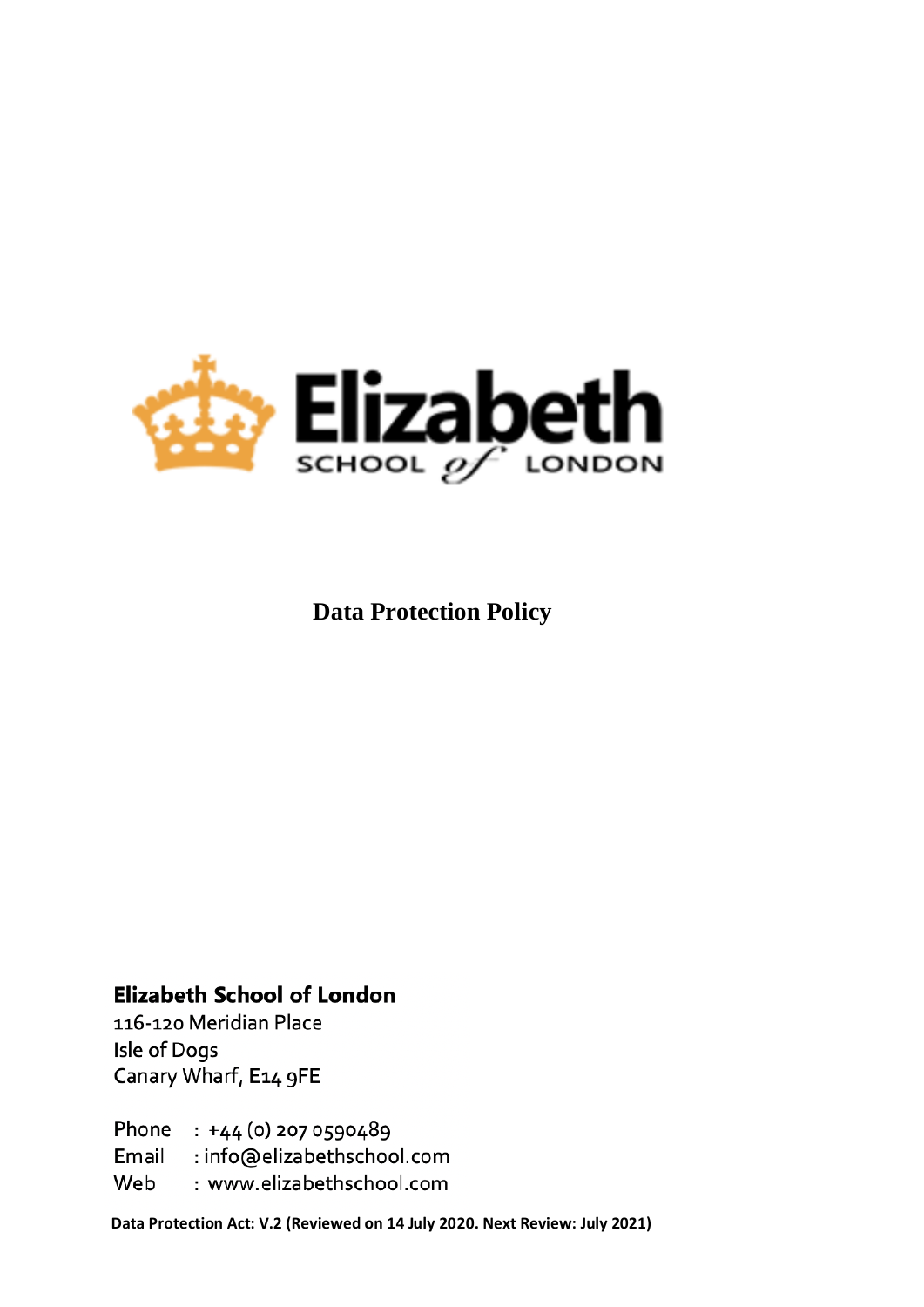Elizabeth
SCHOOL *of* LONDON

# Data Protection Policy

**Elizabeth School of London**
116-120 Meridian Place
Isle of Dogs
Canary Wharf, E14 9FE

Phone : +44 (0) 207 0590489
Email : info@elizabethschool.com
Web : www.elizabethschool.com

**Data Protection Act: V.2 (Reviewed on 14 July 2020. Next Review: July 2021)**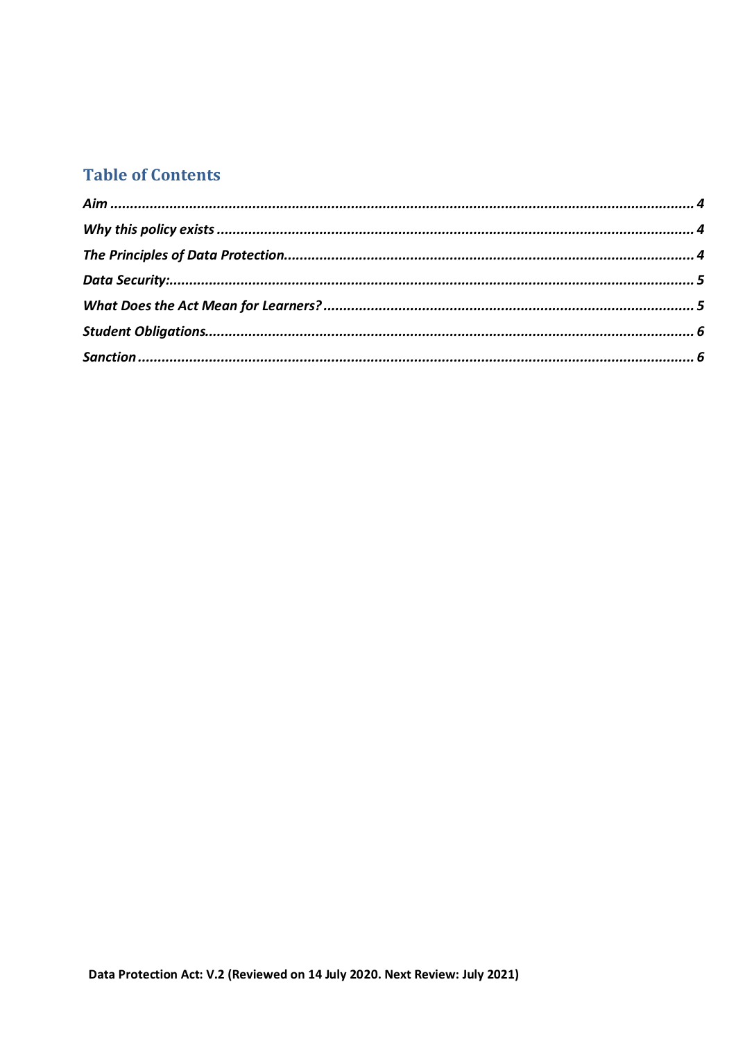## Table of Contents

*Aim* ......................................................................................................................................... *4*

*Why this policy exists* ............................................................................................................. *4*

*The Principles of Data Protection* ........................................................................................... *4*

*Data Security:* .......................................................................................................................... *5*

*What Does the Act Mean for Learners?* .................................................................................. *5*

*Student Obligations* ................................................................................................................. *6*

*Sanction* .................................................................................................................................. *6*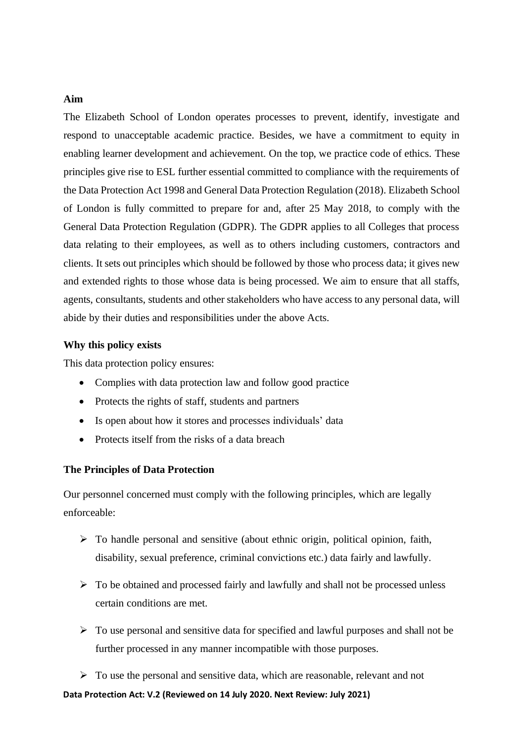**Aim**

The Elizabeth School of London operates processes to prevent, identify, investigate and respond to unacceptable academic practice. Besides, we have a commitment to equity in enabling learner development and achievement. On the top, we practice code of ethics. These principles give rise to ESL further essential committed to compliance with the requirements of the Data Protection Act 1998 and General Data Protection Regulation (2018). Elizabeth School of London is fully committed to prepare for and, after 25 May 2018, to comply with the General Data Protection Regulation (GDPR). The GDPR applies to all Colleges that process data relating to their employees, as well as to others including customers, contractors and clients. It sets out principles which should be followed by those who process data; it gives new and extended rights to those whose data is being processed. We aim to ensure that all staffs, agents, consultants, students and other stakeholders who have access to any personal data, will abide by their duties and responsibilities under the above Acts.

**Why this policy exists**

This data protection policy ensures:

- Complies with data protection law and follow good practice
- Protects the rights of staff, students and partners
- Is open about how it stores and processes individuals' data
- Protects itself from the risks of a data breach

**The Principles of Data Protection**

Our personnel concerned must comply with the following principles, which are legally enforceable:

- To handle personal and sensitive (about ethnic origin, political opinion, faith, disability, sexual preference, criminal convictions etc.) data fairly and lawfully.
- To be obtained and processed fairly and lawfully and shall not be processed unless certain conditions are met.
- To use personal and sensitive data for specified and lawful purposes and shall not be further processed in any manner incompatible with those purposes.
- To use the personal and sensitive data, which are reasonable, relevant and not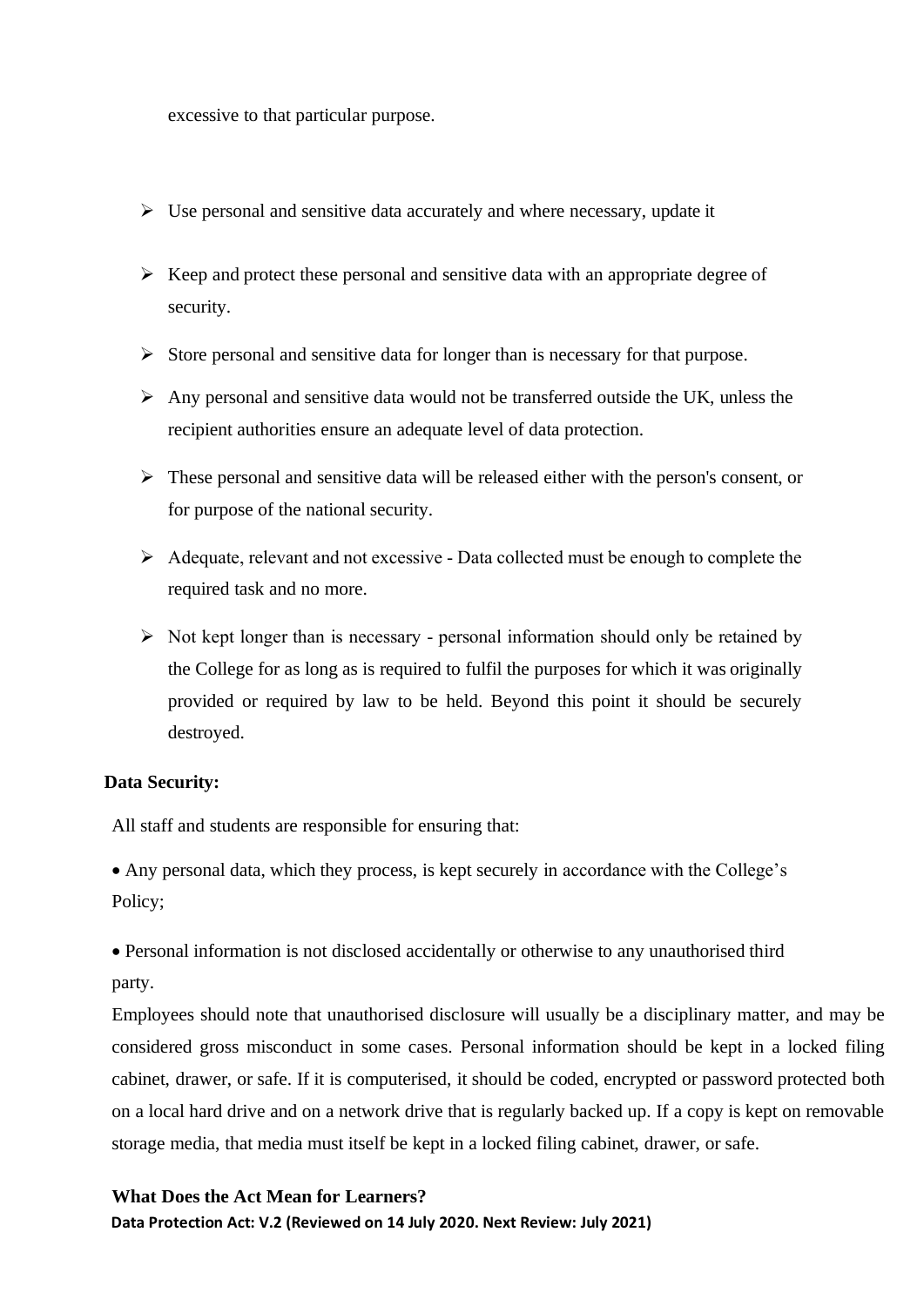excessive to that particular purpose.

- Use personal and sensitive data accurately and where necessary, update it
- Keep and protect these personal and sensitive data with an appropriate degree of security.
- Store personal and sensitive data for longer than is necessary for that purpose.
- Any personal and sensitive data would not be transferred outside the UK, unless the recipient authorities ensure an adequate level of data protection.
- These personal and sensitive data will be released either with the person's consent, or for purpose of the national security.
- Adequate, relevant and not excessive - Data collected must be enough to complete the required task and no more.
- Not kept longer than is necessary - personal information should only be retained by the College for as long as is required to fulfil the purposes for which it was originally provided or required by law to be held. Beyond this point it should be securely destroyed.

**Data Security:**

All staff and students are responsible for ensuring that:

- Any personal data, which they process, is kept securely in accordance with the College's Policy;
- Personal information is not disclosed accidentally or otherwise to any unauthorised third party.

Employees should note that unauthorised disclosure will usually be a disciplinary matter, and may be considered gross misconduct in some cases. Personal information should be kept in a locked filing cabinet, drawer, or safe. If it is computerised, it should be coded, encrypted or password protected both on a local hard drive and on a network drive that is regularly backed up. If a copy is kept on removable storage media, that media must itself be kept in a locked filing cabinet, drawer, or safe.

**What Does the Act Mean for Learners?**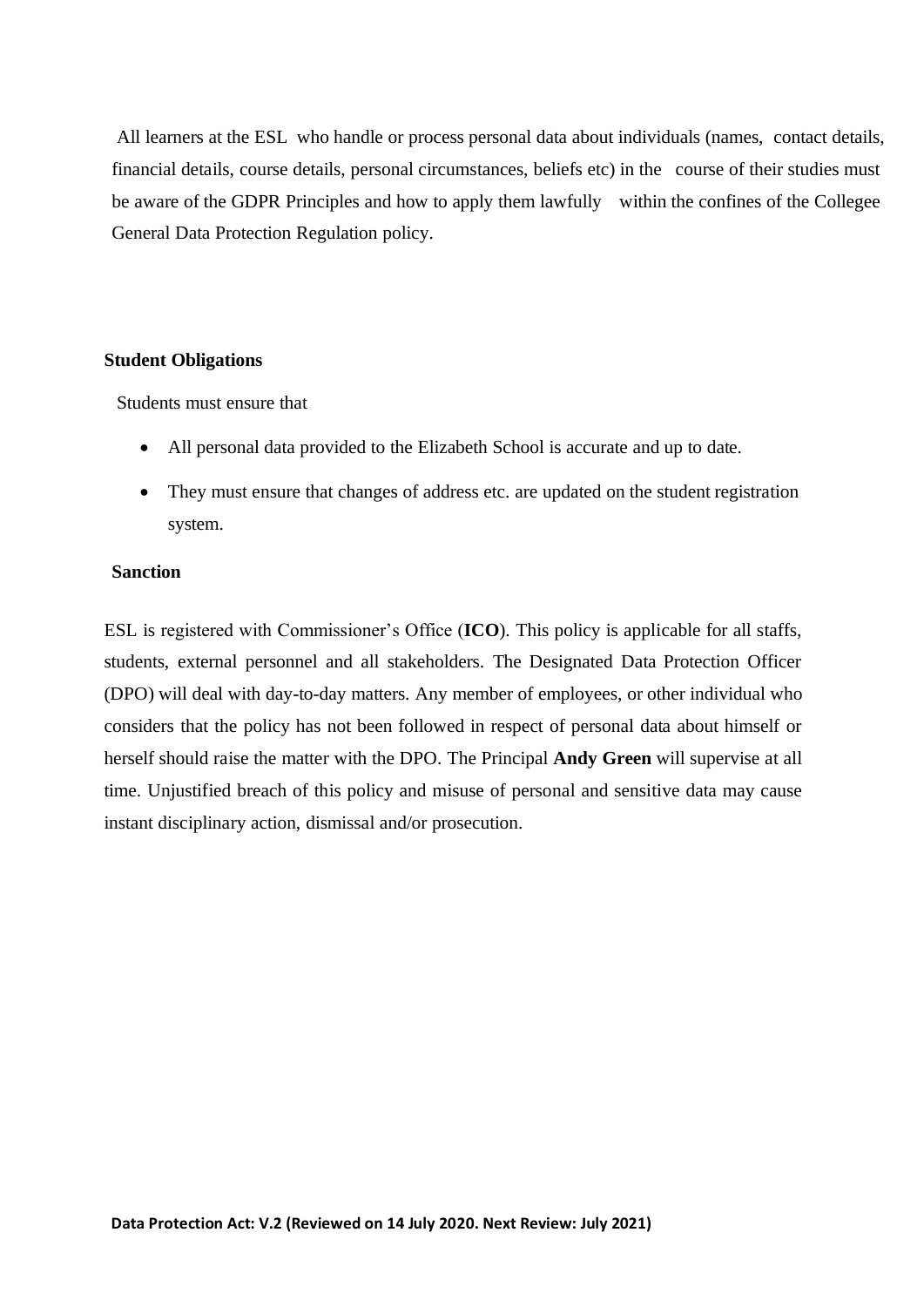All learners at the ESL who handle or process personal data about individuals (names, contact details, financial details, course details, personal circumstances, beliefs etc) in the course of their studies must be aware of the GDPR Principles and how to apply them lawfully within the confines of the Collegee General Data Protection Regulation policy.

**Student Obligations**

Students must ensure that

- All personal data provided to the Elizabeth School is accurate and up to date.
- They must ensure that changes of address etc. are updated on the student registration system.

**Sanction**

ESL is registered with Commissioner's Office (**ICO**). This policy is applicable for all staffs, students, external personnel and all stakeholders. The Designated Data Protection Officer (DPO) will deal with day-to-day matters. Any member of employees, or other individual who considers that the policy has not been followed in respect of personal data about himself or herself should raise the matter with the DPO. The Principal **Andy Green** will supervise at all time. Unjustified breach of this policy and misuse of personal and sensitive data may cause instant disciplinary action, dismissal and/or prosecution.